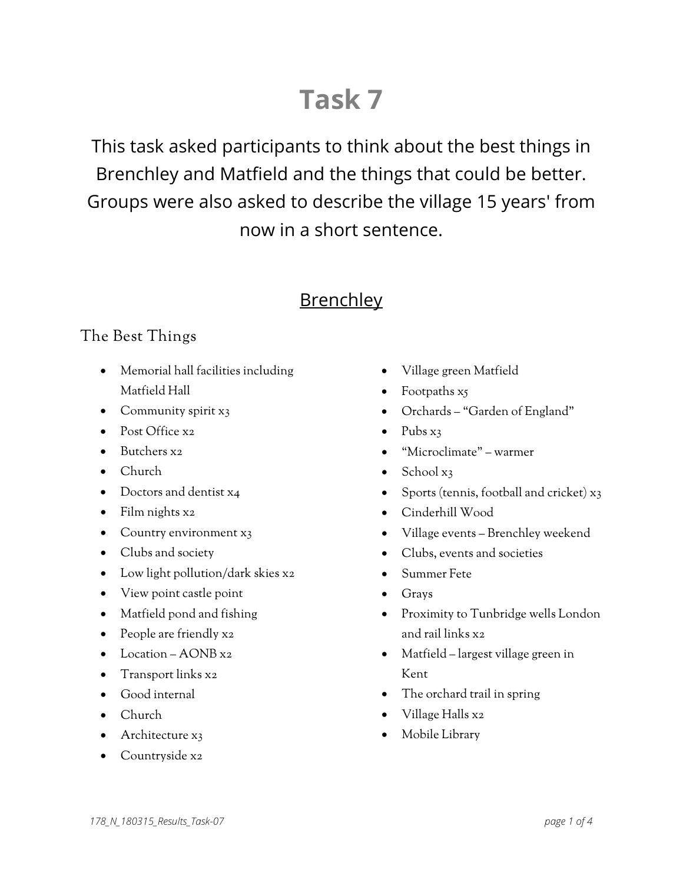# Task 7

This task asked participants to think about the best things in Brenchley and Matfield and the things that could be better. Groups were also asked to describe the village 15 years' from now in a short sentence.

## Brenchley

### The Best Things

- Memorial hall facilities including Matfield Hall
- Community spirit x3
- Post Office x2
- Butchers x2
- Church
- Doctors and dentist x4
- Film nights x2
- Country environment x3
- Clubs and society
- Low light pollution/dark skies x2
- View point castle point
- Matfield pond and fishing
- People are friendly x2
- Location – AONB x2
- Transport links x2
- Good internal
- Church
- Architecture x3
- Countryside x2
- Village green Matfield
- Footpaths x5
- Orchards – "Garden of England"
- Pubs x3
- "Microclimate" – warmer
- School x3
- Sports (tennis, football and cricket) x3
- Cinderhill Wood
- Village events – Brenchley weekend
- Clubs, events and societies
- Summer Fete
- Grays
- Proximity to Tunbridge wells London and rail links x2
- Matfield – largest village green in Kent
- The orchard trail in spring
- Village Halls x2
- Mobile Library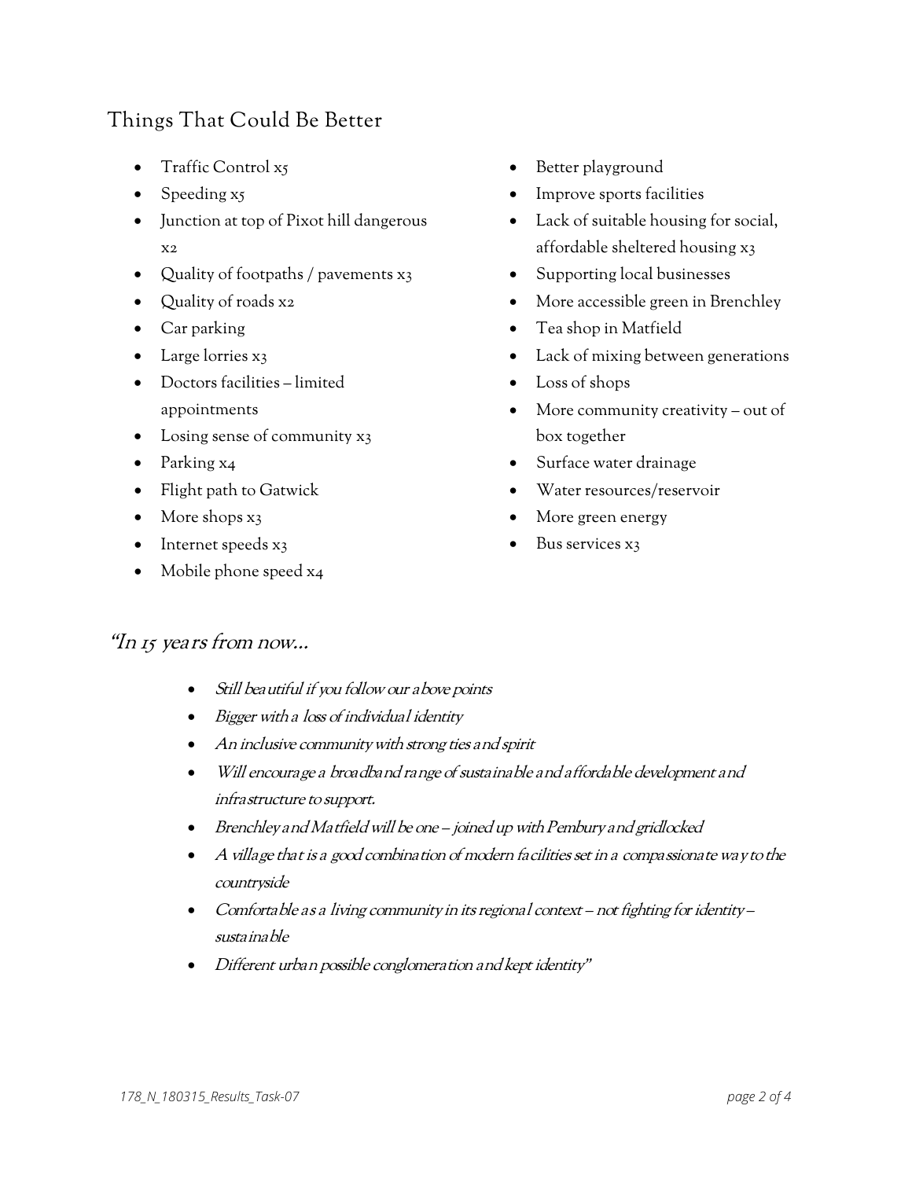## Things That Could Be Better

- Traffic Control x5
- Speeding x5
- Junction at top of Pixot hill dangerous x2
- Quality of footpaths / pavements x3
- Quality of roads x2
- Car parking
- Large lorries x3
- Doctors facilities – limited appointments
- Losing sense of community x3
- Parking x4
- Flight path to Gatwick
- More shops x3
- Internet speeds x3
- Mobile phone speed x4
- Better playground
- Improve sports facilities
- Lack of suitable housing for social, affordable sheltered housing x3
- Supporting local businesses
- More accessible green in Brenchley
- Tea shop in Matfield
- Lack of mixing between generations
- Loss of shops
- More community creativity – out of box together
- Surface water drainage
- Water resources/reservoir
- More green energy
- Bus services x3

## *"In 15 years from now...*

- *Still beautiful if you follow our above points*
- *Bigger with a loss of individual identity*
- *An inclusive community with strong ties and spirit*
- *Will encourage a broadband range of sustainable and affordable development and infrastructure to support.*
- *Brenchley and Matfield will be one – joined up with Pembury and gridlocked*
- *A village that is a good combination of modern facilities set in a compassionate way to the countryside*
- *Comfortable as a living community in its regional context – not fighting for identity – sustainable*
- *Different urban possible conglomeration and kept identity"*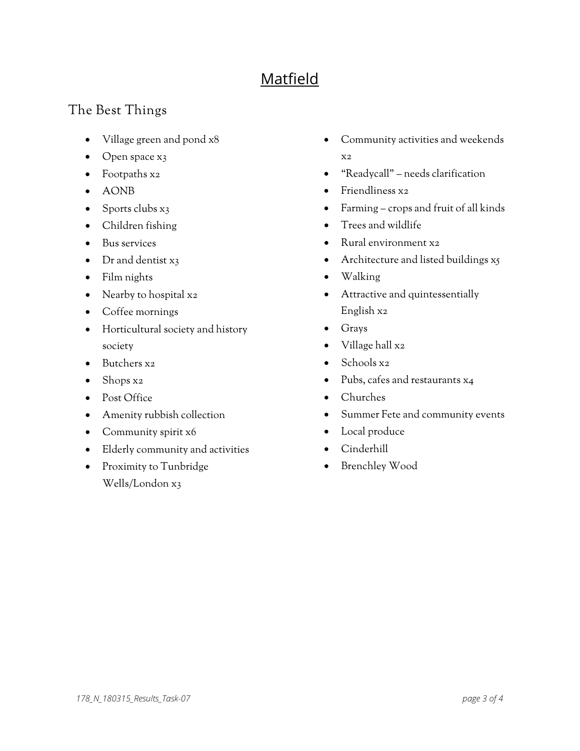# Matfield

## The Best Things

- Village green and pond x8
- Open space x3
- Footpaths x2
- AONB
- Sports clubs x3
- Children fishing
- Bus services
- Dr and dentist x3
- Film nights
- Nearby to hospital x2
- Coffee mornings
- Horticultural society and history society
- Butchers x2
- Shops x2
- Post Office
- Amenity rubbish collection
- Community spirit x6
- Elderly community and activities
- Proximity to Tunbridge Wells/London x3
- Community activities and weekends x2
- "Readycall" – needs clarification
- Friendliness x2
- Farming – crops and fruit of all kinds
- Trees and wildlife
- Rural environment x2
- Architecture and listed buildings x5
- Walking
- Attractive and quintessentially English x2
- Grays
- Village hall x2
- Schools x2
- Pubs, cafes and restaurants x4
- Churches
- Summer Fete and community events
- Local produce
- Cinderhill
- Brenchley Wood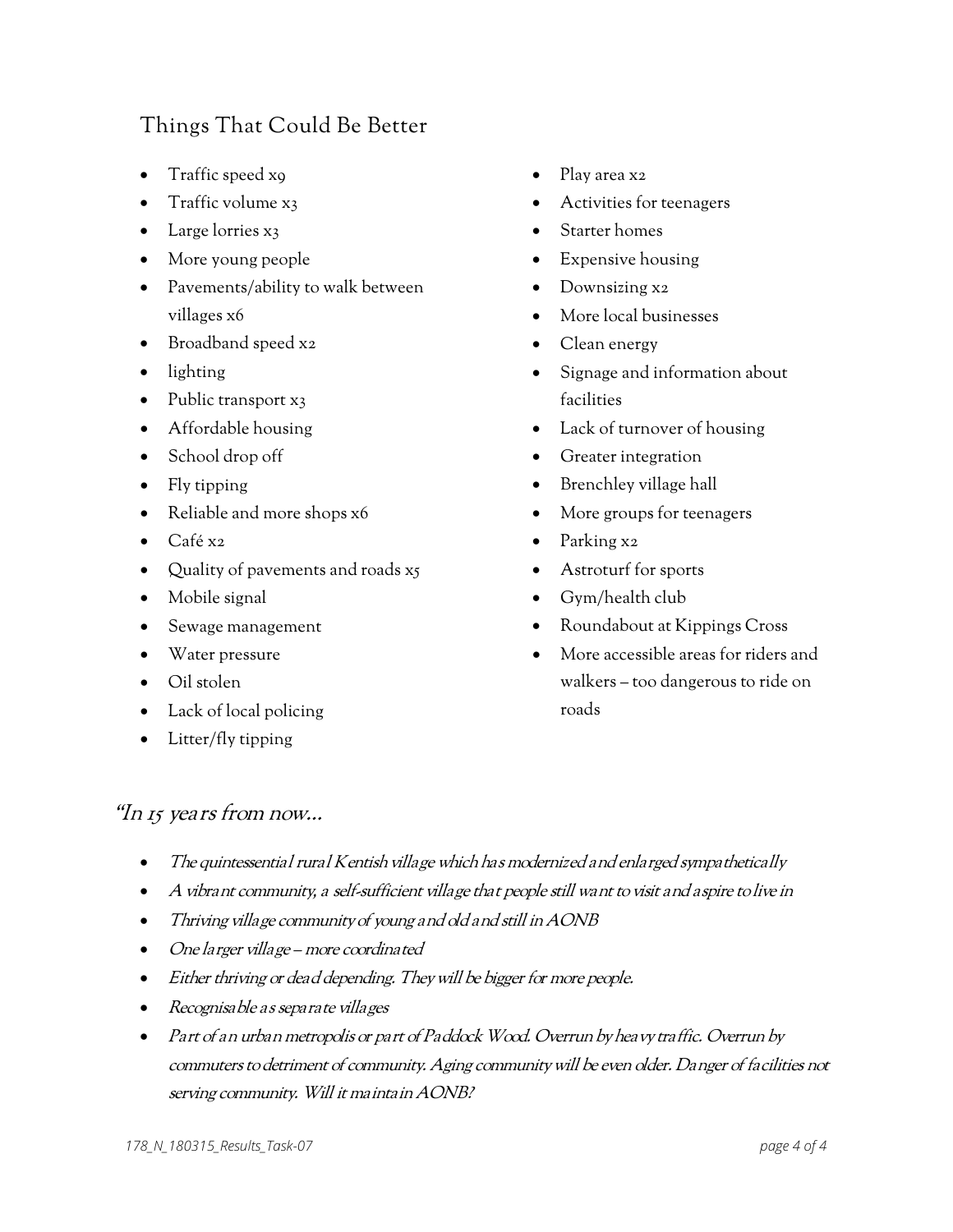## Things That Could Be Better

- Traffic speed x9
- Traffic volume x3
- Large lorries x3
- More young people
- Pavements/ability to walk between villages x6
- Broadband speed x2
- lighting
- Public transport x3
- Affordable housing
- School drop off
- Fly tipping
- Reliable and more shops x6
- Café x2
- Quality of pavements and roads x5
- Mobile signal
- Sewage management
- Water pressure
- Oil stolen
- Lack of local policing
- Litter/fly tipping
- Play area x2
- Activities for teenagers
- Starter homes
- Expensive housing
- Downsizing x2
- More local businesses
- Clean energy
- Signage and information about facilities
- Lack of turnover of housing
- Greater integration
- Brenchley village hall
- More groups for teenagers
- Parking x2
- Astroturf for sports
- Gym/health club
- Roundabout at Kippings Cross
- More accessible areas for riders and walkers – too dangerous to ride on roads

## *"In 15 years from now…*

- *The quintessential rural Kentish village which has modernized and enlarged sympathetically*
- *A vibrant community, a self-sufficient village that people still want to visit and aspire to live in*
- *Thriving village community of young and old and still in AONB*
- *One larger village – more coordinated*
- *Either thriving or dead depending. They will be bigger for more people.*
- *Recognisable as separate villages*
- *Part of an urban metropolis or part of Paddock Wood. Overrun by heavy traffic. Overrun by commuters to detriment of community. Aging community will be even older. Danger of facilities not serving community. Will it maintain AONB?*